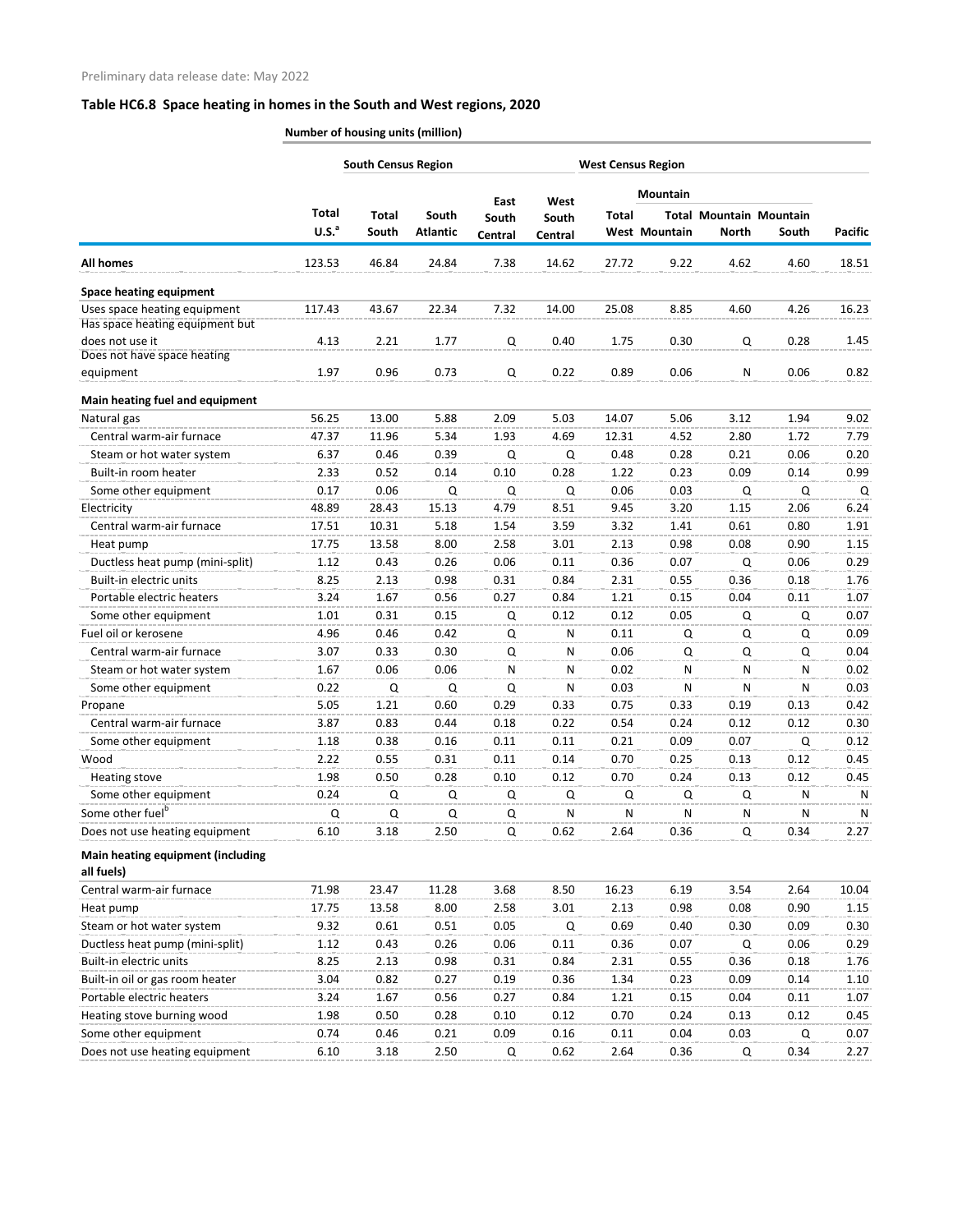Preliminary data release date: May 2022

## Table HC6.8 Space heating in homes in the South and West regions, 2020

| | Number of housing units (million) | | | | | | | | | |
|---|---|---|---|---|---|---|---|---|---|---|
| | | South Census Region | | | | West Census Region | | | | |
| | | | | | | | Mountain | | | |
| | Total U.S.[a] | Total South | South Atlantic | East South Central | West South Central | Total West | Total Mountain | Mountain North | Mountain South | Pacific |
| **All homes** | 123.53 | 46.84 | 24.84 | 7.38 | 14.62 | 27.72 | 9.22 | 4.62 | 4.60 | 18.51 |
| **Space heating equipment** | | | | | | | | | | |
| Uses space heating equipment | 117.43 | 43.67 | 22.34 | 7.32 | 14.00 | 25.08 | 8.85 | 4.60 | 4.26 | 16.23 |
| Has space heating equipment but does not use it | 4.13 | 2.21 | 1.77 | Q | 0.40 | 1.75 | 0.30 | Q | 0.28 | 1.45 |
| Does not have space heating equipment | 1.97 | 0.96 | 0.73 | Q | 0.22 | 0.89 | 0.06 | N | 0.06 | 0.82 |
| **Main heating fuel and equipment** | | | | | | | | | | |
| Natural gas | 56.25 | 13.00 | 5.88 | 2.09 | 5.03 | 14.07 | 5.06 | 3.12 | 1.94 | 9.02 |
| Central warm-air furnace | 47.37 | 11.96 | 5.34 | 1.93 | 4.69 | 12.31 | 4.52 | 2.80 | 1.72 | 7.79 |
| Steam or hot water system | 6.37 | 0.46 | 0.39 | Q | Q | 0.48 | 0.28 | 0.21 | 0.06 | 0.20 |
| Built-in room heater | 2.33 | 0.52 | 0.14 | 0.10 | 0.28 | 1.22 | 0.23 | 0.09 | 0.14 | 0.99 |
| Some other equipment | 0.17 | 0.06 | Q | Q | Q | 0.06 | 0.03 | Q | Q | Q |
| Electricity | 48.89 | 28.43 | 15.13 | 4.79 | 8.51 | 9.45 | 3.20 | 1.15 | 2.06 | 6.24 |
| Central warm-air furnace | 17.51 | 10.31 | 5.18 | 1.54 | 3.59 | 3.32 | 1.41 | 0.61 | 0.80 | 1.91 |
| Heat pump | 17.75 | 13.58 | 8.00 | 2.58 | 3.01 | 2.13 | 0.98 | 0.08 | 0.90 | 1.15 |
| Ductless heat pump (mini-split) | 1.12 | 0.43 | 0.26 | 0.06 | 0.11 | 0.36 | 0.07 | Q | 0.06 | 0.29 |
| Built-in electric units | 8.25 | 2.13 | 0.98 | 0.31 | 0.84 | 2.31 | 0.55 | 0.36 | 0.18 | 1.76 |
| Portable electric heaters | 3.24 | 1.67 | 0.56 | 0.27 | 0.84 | 1.21 | 0.15 | 0.04 | 0.11 | 1.07 |
| Some other equipment | 1.01 | 0.31 | 0.15 | Q | 0.12 | 0.12 | 0.05 | Q | Q | 0.07 |
| Fuel oil or kerosene | 4.96 | 0.46 | 0.42 | Q | N | 0.11 | Q | Q | Q | 0.09 |
| Central warm-air furnace | 3.07 | 0.33 | 0.30 | Q | N | 0.06 | Q | Q | Q | 0.04 |
| Steam or hot water system | 1.67 | 0.06 | 0.06 | N | N | 0.02 | N | N | N | 0.02 |
| Some other equipment | 0.22 | Q | Q | Q | N | 0.03 | N | N | N | 0.03 |
| Propane | 5.05 | 1.21 | 0.60 | 0.29 | 0.33 | 0.75 | 0.33 | 0.19 | 0.13 | 0.42 |
| Central warm-air furnace | 3.87 | 0.83 | 0.44 | 0.18 | 0.22 | 0.54 | 0.24 | 0.12 | 0.12 | 0.30 |
| Some other equipment | 1.18 | 0.38 | 0.16 | 0.11 | 0.11 | 0.21 | 0.09 | 0.07 | Q | 0.12 |
| Wood | 2.22 | 0.55 | 0.31 | 0.11 | 0.14 | 0.70 | 0.25 | 0.13 | 0.12 | 0.45 |
| Heating stove | 1.98 | 0.50 | 0.28 | 0.10 | 0.12 | 0.70 | 0.24 | 0.13 | 0.12 | 0.45 |
| Some other equipment | 0.24 | Q | Q | Q | Q | Q | Q | Q | N | N |
| Some other fuel[b] | Q | Q | Q | Q | N | N | N | N | N | N |
| Does not use heating equipment | 6.10 | 3.18 | 2.50 | Q | 0.62 | 2.64 | 0.36 | Q | 0.34 | 2.27 |
| **Main heating equipment (including all fuels)** | | | | | | | | | | |
| Central warm-air furnace | 71.98 | 23.47 | 11.28 | 3.68 | 8.50 | 16.23 | 6.19 | 3.54 | 2.64 | 10.04 |
| Heat pump | 17.75 | 13.58 | 8.00 | 2.58 | 3.01 | 2.13 | 0.98 | 0.08 | 0.90 | 1.15 |
| Steam or hot water system | 9.32 | 0.61 | 0.51 | 0.05 | Q | 0.69 | 0.40 | 0.30 | 0.09 | 0.30 |
| Ductless heat pump (mini-split) | 1.12 | 0.43 | 0.26 | 0.06 | 0.11 | 0.36 | 0.07 | Q | 0.06 | 0.29 |
| Built-in electric units | 8.25 | 2.13 | 0.98 | 0.31 | 0.84 | 2.31 | 0.55 | 0.36 | 0.18 | 1.76 |
| Built-in oil or gas room heater | 3.04 | 0.82 | 0.27 | 0.19 | 0.36 | 1.34 | 0.23 | 0.09 | 0.14 | 1.10 |
| Portable electric heaters | 3.24 | 1.67 | 0.56 | 0.27 | 0.84 | 1.21 | 0.15 | 0.04 | 0.11 | 1.07 |
| Heating stove burning wood | 1.98 | 0.50 | 0.28 | 0.10 | 0.12 | 0.70 | 0.24 | 0.13 | 0.12 | 0.45 |
| Some other equipment | 0.74 | 0.46 | 0.21 | 0.09 | 0.16 | 0.11 | 0.04 | 0.03 | Q | 0.07 |
| Does not use heating equipment | 6.10 | 3.18 | 2.50 | Q | 0.62 | 2.64 | 0.36 | Q | 0.34 | 2.27 |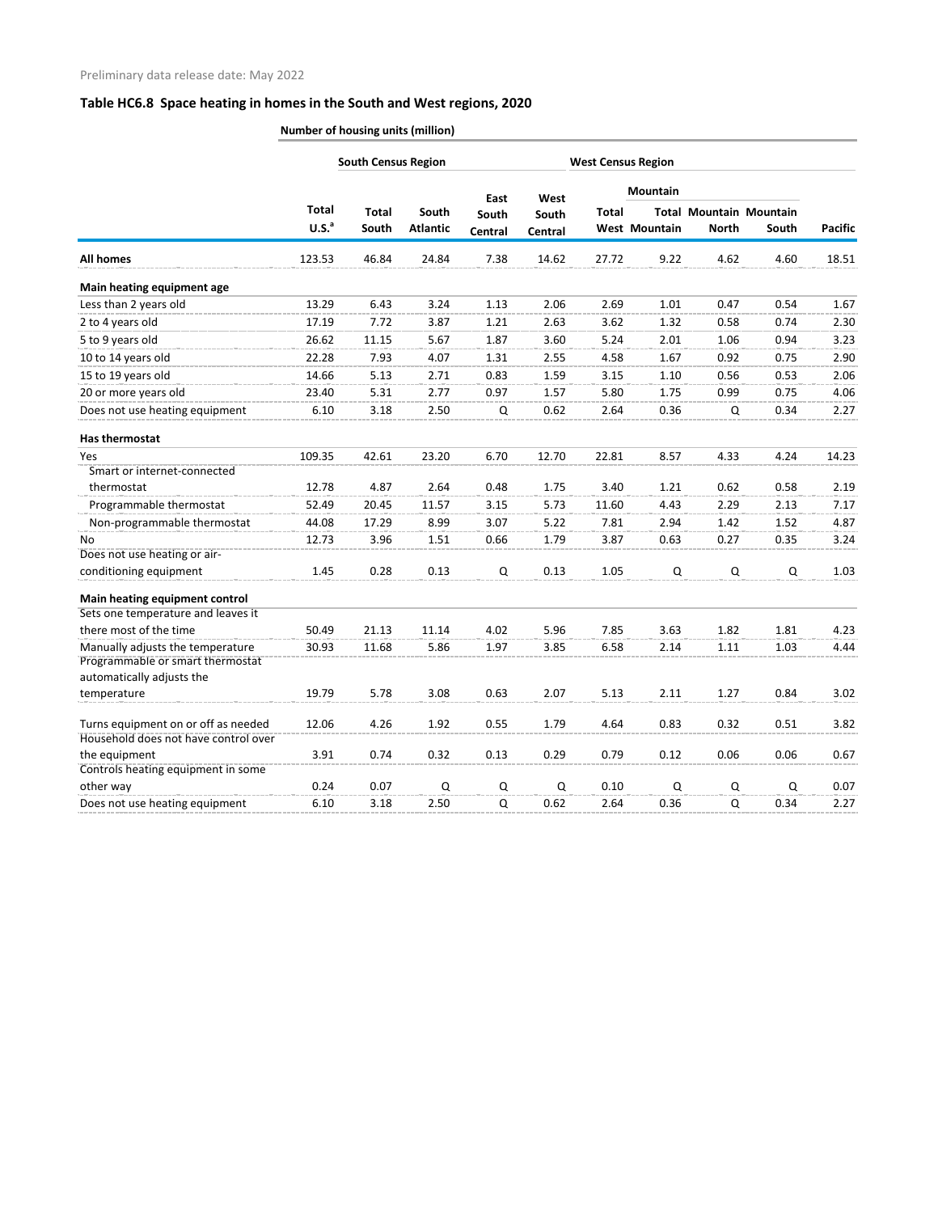Preliminary data release date: May 2022

## Table HC6.8 Space heating in homes in the South and West regions, 2020

Number of housing units (million)

| | | South Census Region | | | | West Census Region | Mountain | | | |
|---|---|---|---|---|---|---|---|---|---|---|
| | Total U.S.[a] | Total South | South Atlantic | East South Central | West South Central | Total West | Total Mountain | Mountain North | Mountain South | Pacific |
| **All homes** | 123.53 | 46.84 | 24.84 | 7.38 | 14.62 | 27.72 | 9.22 | 4.62 | 4.60 | 18.51 |
| **Main heating equipment age** | | | | | | | | | | |
| Less than 2 years old | 13.29 | 6.43 | 3.24 | 1.13 | 2.06 | 2.69 | 1.01 | 0.47 | 0.54 | 1.67 |
| 2 to 4 years old | 17.19 | 7.72 | 3.87 | 1.21 | 2.63 | 3.62 | 1.32 | 0.58 | 0.74 | 2.30 |
| 5 to 9 years old | 26.62 | 11.15 | 5.67 | 1.87 | 3.60 | 5.24 | 2.01 | 1.06 | 0.94 | 3.23 |
| 10 to 14 years old | 22.28 | 7.93 | 4.07 | 1.31 | 2.55 | 4.58 | 1.67 | 0.92 | 0.75 | 2.90 |
| 15 to 19 years old | 14.66 | 5.13 | 2.71 | 0.83 | 1.59 | 3.15 | 1.10 | 0.56 | 0.53 | 2.06 |
| 20 or more years old | 23.40 | 5.31 | 2.77 | 0.97 | 1.57 | 5.80 | 1.75 | 0.99 | 0.75 | 4.06 |
| Does not use heating equipment | 6.10 | 3.18 | 2.50 | Q | 0.62 | 2.64 | 0.36 | Q | 0.34 | 2.27 |
| **Has thermostat** | | | | | | | | | | |
| Yes | 109.35 | 42.61 | 23.20 | 6.70 | 12.70 | 22.81 | 8.57 | 4.33 | 4.24 | 14.23 |
| Smart or internet-connected thermostat | 12.78 | 4.87 | 2.64 | 0.48 | 1.75 | 3.40 | 1.21 | 0.62 | 0.58 | 2.19 |
| Programmable thermostat | 52.49 | 20.45 | 11.57 | 3.15 | 5.73 | 11.60 | 4.43 | 2.29 | 2.13 | 7.17 |
| Non-programmable thermostat | 44.08 | 17.29 | 8.99 | 3.07 | 5.22 | 7.81 | 2.94 | 1.42 | 1.52 | 4.87 |
| No | 12.73 | 3.96 | 1.51 | 0.66 | 1.79 | 3.87 | 0.63 | 0.27 | 0.35 | 3.24 |
| Does not use heating or air-conditioning equipment | 1.45 | 0.28 | 0.13 | Q | 0.13 | 1.05 | Q | Q | Q | 1.03 |
| **Main heating equipment control** | | | | | | | | | | |
| Sets one temperature and leaves it there most of the time | 50.49 | 21.13 | 11.14 | 4.02 | 5.96 | 7.85 | 3.63 | 1.82 | 1.81 | 4.23 |
| Manually adjusts the temperature | 30.93 | 11.68 | 5.86 | 1.97 | 3.85 | 6.58 | 2.14 | 1.11 | 1.03 | 4.44 |
| Programmable or smart thermostat automatically adjusts the temperature | 19.79 | 5.78 | 3.08 | 0.63 | 2.07 | 5.13 | 2.11 | 1.27 | 0.84 | 3.02 |
| Turns equipment on or off as needed | 12.06 | 4.26 | 1.92 | 0.55 | 1.79 | 4.64 | 0.83 | 0.32 | 0.51 | 3.82 |
| Household does not have control over the equipment | 3.91 | 0.74 | 0.32 | 0.13 | 0.29 | 0.79 | 0.12 | 0.06 | 0.06 | 0.67 |
| Controls heating equipment in some other way | 0.24 | 0.07 | Q | Q | Q | 0.10 | Q | Q | Q | 0.07 |
| Does not use heating equipment | 6.10 | 3.18 | 2.50 | Q | 0.62 | 2.64 | 0.36 | Q | 0.34 | 2.27 |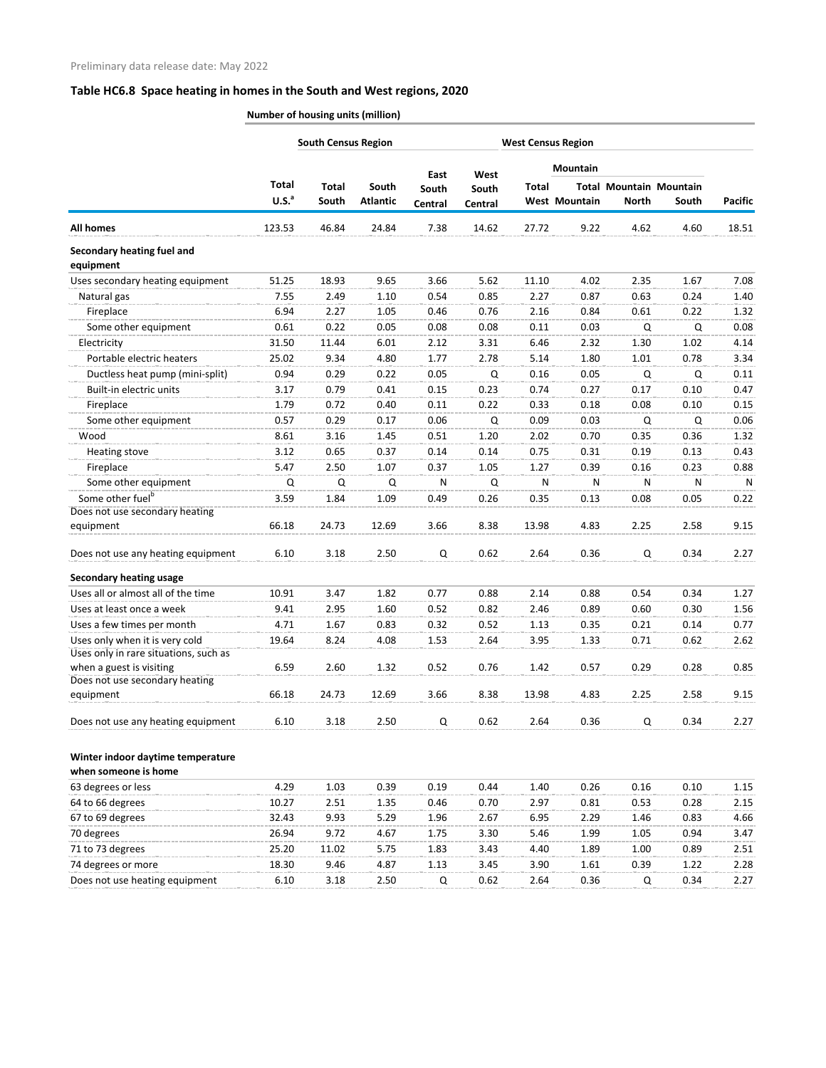Preliminary data release date: May 2022

## Table HC6.8 Space heating in homes in the South and West regions, 2020

Number of housing units (million)

| | | South Census Region | | | | West Census Region | | | | |
|---|---|---|---|---|---|---|---|---|---|---|
| | | | | | | | Mountain | | | |
| | Total U.S.[a] | Total South | South Atlantic | East South Central | West South Central | Total West | Total Mountain | Mountain North | Mountain South | Pacific |
| **All homes** | 123.53 | 46.84 | 24.84 | 7.38 | 14.62 | 27.72 | 9.22 | 4.62 | 4.60 | 18.51 |
| **Secondary heating fuel and equipment** | | | | | | | | | | |
| Uses secondary heating equipment | 51.25 | 18.93 | 9.65 | 3.66 | 5.62 | 11.10 | 4.02 | 2.35 | 1.67 | 7.08 |
| Natural gas | 7.55 | 2.49 | 1.10 | 0.54 | 0.85 | 2.27 | 0.87 | 0.63 | 0.24 | 1.40 |
| Fireplace | 6.94 | 2.27 | 1.05 | 0.46 | 0.76 | 2.16 | 0.84 | 0.61 | 0.22 | 1.32 |
| Some other equipment | 0.61 | 0.22 | 0.05 | 0.08 | 0.08 | 0.11 | 0.03 | Q | Q | 0.08 |
| Electricity | 31.50 | 11.44 | 6.01 | 2.12 | 3.31 | 6.46 | 2.32 | 1.30 | 1.02 | 4.14 |
| Portable electric heaters | 25.02 | 9.34 | 4.80 | 1.77 | 2.78 | 5.14 | 1.80 | 1.01 | 0.78 | 3.34 |
| Ductless heat pump (mini-split) | 0.94 | 0.29 | 0.22 | 0.05 | Q | 0.16 | 0.05 | Q | Q | 0.11 |
| Built-in electric units | 3.17 | 0.79 | 0.41 | 0.15 | 0.23 | 0.74 | 0.27 | 0.17 | 0.10 | 0.47 |
| Fireplace | 1.79 | 0.72 | 0.40 | 0.11 | 0.22 | 0.33 | 0.18 | 0.08 | 0.10 | 0.15 |
| Some other equipment | 0.57 | 0.29 | 0.17 | 0.06 | Q | 0.09 | 0.03 | Q | Q | 0.06 |
| Wood | 8.61 | 3.16 | 1.45 | 0.51 | 1.20 | 2.02 | 0.70 | 0.35 | 0.36 | 1.32 |
| Heating stove | 3.12 | 0.65 | 0.37 | 0.14 | 0.14 | 0.75 | 0.31 | 0.19 | 0.13 | 0.43 |
| Fireplace | 5.47 | 2.50 | 1.07 | 0.37 | 1.05 | 1.27 | 0.39 | 0.16 | 0.23 | 0.88 |
| Some other equipment | Q | Q | Q | N | Q | N | N | N | N | N |
| Some other fuel[b] | 3.59 | 1.84 | 1.09 | 0.49 | 0.26 | 0.35 | 0.13 | 0.08 | 0.05 | 0.22 |
| Does not use secondary heating equipment | 66.18 | 24.73 | 12.69 | 3.66 | 8.38 | 13.98 | 4.83 | 2.25 | 2.58 | 9.15 |
| Does not use any heating equipment | 6.10 | 3.18 | 2.50 | Q | 0.62 | 2.64 | 0.36 | Q | 0.34 | 2.27 |
| **Secondary heating usage** | | | | | | | | | | |
| Uses all or almost all of the time | 10.91 | 3.47 | 1.82 | 0.77 | 0.88 | 2.14 | 0.88 | 0.54 | 0.34 | 1.27 |
| Uses at least once a week | 9.41 | 2.95 | 1.60 | 0.52 | 0.82 | 2.46 | 0.89 | 0.60 | 0.30 | 1.56 |
| Uses a few times per month | 4.71 | 1.67 | 0.83 | 0.32 | 0.52 | 1.13 | 0.35 | 0.21 | 0.14 | 0.77 |
| Uses only when it is very cold | 19.64 | 8.24 | 4.08 | 1.53 | 2.64 | 3.95 | 1.33 | 0.71 | 0.62 | 2.62 |
| Uses only in rare situations, such as when a guest is visiting | 6.59 | 2.60 | 1.32 | 0.52 | 0.76 | 1.42 | 0.57 | 0.29 | 0.28 | 0.85 |
| Does not use secondary heating equipment | 66.18 | 24.73 | 12.69 | 3.66 | 8.38 | 13.98 | 4.83 | 2.25 | 2.58 | 9.15 |
| Does not use any heating equipment | 6.10 | 3.18 | 2.50 | Q | 0.62 | 2.64 | 0.36 | Q | 0.34 | 2.27 |
| **Winter indoor daytime temperature when someone is home** | | | | | | | | | | |
| 63 degrees or less | 4.29 | 1.03 | 0.39 | 0.19 | 0.44 | 1.40 | 0.26 | 0.16 | 0.10 | 1.15 |
| 64 to 66 degrees | 10.27 | 2.51 | 1.35 | 0.46 | 0.70 | 2.97 | 0.81 | 0.53 | 0.28 | 2.15 |
| 67 to 69 degrees | 32.43 | 9.93 | 5.29 | 1.96 | 2.67 | 6.95 | 2.29 | 1.46 | 0.83 | 4.66 |
| 70 degrees | 26.94 | 9.72 | 4.67 | 1.75 | 3.30 | 5.46 | 1.99 | 1.05 | 0.94 | 3.47 |
| 71 to 73 degrees | 25.20 | 11.02 | 5.75 | 1.83 | 3.43 | 4.40 | 1.89 | 1.00 | 0.89 | 2.51 |
| 74 degrees or more | 18.30 | 9.46 | 4.87 | 1.13 | 3.45 | 3.90 | 1.61 | 0.39 | 1.22 | 2.28 |
| Does not use heating equipment | 6.10 | 3.18 | 2.50 | Q | 0.62 | 2.64 | 0.36 | Q | 0.34 | 2.27 |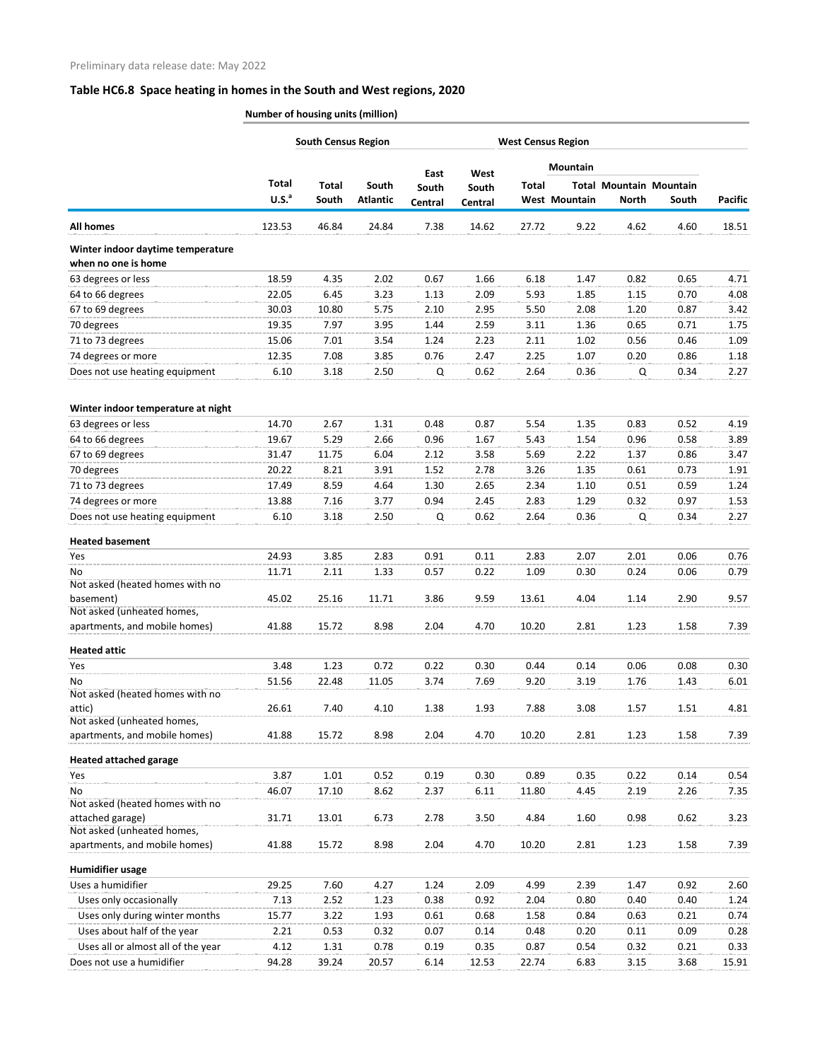Preliminary data release date: May 2022

## Table HC6.8 Space heating in homes in the South and West regions, 2020

| | Number of housing units (million) | | | | | | | | | |
|---|---|---|---|---|---|---|---|---|---|---|
| | | South Census Region | | | | West Census Region | | | | |
| | | | | | | | Mountain | | | |
| | Total U.S.[a] | Total South | South Atlantic | East South Central | West South Central | Total West | Total Mountain | Mountain North | Mountain South | Pacific |
| **All homes** | 123.53 | 46.84 | 24.84 | 7.38 | 14.62 | 27.72 | 9.22 | 4.62 | 4.60 | 18.51 |
| **Winter indoor daytime temperature when no one is home** | | | | | | | | | | |
| 63 degrees or less | 18.59 | 4.35 | 2.02 | 0.67 | 1.66 | 6.18 | 1.47 | 0.82 | 0.65 | 4.71 |
| 64 to 66 degrees | 22.05 | 6.45 | 3.23 | 1.13 | 2.09 | 5.93 | 1.85 | 1.15 | 0.70 | 4.08 |
| 67 to 69 degrees | 30.03 | 10.80 | 5.75 | 2.10 | 2.95 | 5.50 | 2.08 | 1.20 | 0.87 | 3.42 |
| 70 degrees | 19.35 | 7.97 | 3.95 | 1.44 | 2.59 | 3.11 | 1.36 | 0.65 | 0.71 | 1.75 |
| 71 to 73 degrees | 15.06 | 7.01 | 3.54 | 1.24 | 2.23 | 2.11 | 1.02 | 0.56 | 0.46 | 1.09 |
| 74 degrees or more | 12.35 | 7.08 | 3.85 | 0.76 | 2.47 | 2.25 | 1.07 | 0.20 | 0.86 | 1.18 |
| Does not use heating equipment | 6.10 | 3.18 | 2.50 | Q | 0.62 | 2.64 | 0.36 | Q | 0.34 | 2.27 |
| **Winter indoor temperature at night** | | | | | | | | | | |
| 63 degrees or less | 14.70 | 2.67 | 1.31 | 0.48 | 0.87 | 5.54 | 1.35 | 0.83 | 0.52 | 4.19 |
| 64 to 66 degrees | 19.67 | 5.29 | 2.66 | 0.96 | 1.67 | 5.43 | 1.54 | 0.96 | 0.58 | 3.89 |
| 67 to 69 degrees | 31.47 | 11.75 | 6.04 | 2.12 | 3.58 | 5.69 | 2.22 | 1.37 | 0.86 | 3.47 |
| 70 degrees | 20.22 | 8.21 | 3.91 | 1.52 | 2.78 | 3.26 | 1.35 | 0.61 | 0.73 | 1.91 |
| 71 to 73 degrees | 17.49 | 8.59 | 4.64 | 1.30 | 2.65 | 2.34 | 1.10 | 0.51 | 0.59 | 1.24 |
| 74 degrees or more | 13.88 | 7.16 | 3.77 | 0.94 | 2.45 | 2.83 | 1.29 | 0.32 | 0.97 | 1.53 |
| Does not use heating equipment | 6.10 | 3.18 | 2.50 | Q | 0.62 | 2.64 | 0.36 | Q | 0.34 | 2.27 |
| **Heated basement** | | | | | | | | | | |
| Yes | 24.93 | 3.85 | 2.83 | 0.91 | 0.11 | 2.83 | 2.07 | 2.01 | 0.06 | 0.76 |
| No | 11.71 | 2.11 | 1.33 | 0.57 | 0.22 | 1.09 | 0.30 | 0.24 | 0.06 | 0.79 |
| Not asked (heated homes with no basement) | 45.02 | 25.16 | 11.71 | 3.86 | 9.59 | 13.61 | 4.04 | 1.14 | 2.90 | 9.57 |
| Not asked (unheated homes, apartments, and mobile homes) | 41.88 | 15.72 | 8.98 | 2.04 | 4.70 | 10.20 | 2.81 | 1.23 | 1.58 | 7.39 |
| **Heated attic** | | | | | | | | | | |
| Yes | 3.48 | 1.23 | 0.72 | 0.22 | 0.30 | 0.44 | 0.14 | 0.06 | 0.08 | 0.30 |
| No | 51.56 | 22.48 | 11.05 | 3.74 | 7.69 | 9.20 | 3.19 | 1.76 | 1.43 | 6.01 |
| Not asked (heated homes with no attic) | 26.61 | 7.40 | 4.10 | 1.38 | 1.93 | 7.88 | 3.08 | 1.57 | 1.51 | 4.81 |
| Not asked (unheated homes, apartments, and mobile homes) | 41.88 | 15.72 | 8.98 | 2.04 | 4.70 | 10.20 | 2.81 | 1.23 | 1.58 | 7.39 |
| **Heated attached garage** | | | | | | | | | | |
| Yes | 3.87 | 1.01 | 0.52 | 0.19 | 0.30 | 0.89 | 0.35 | 0.22 | 0.14 | 0.54 |
| No | 46.07 | 17.10 | 8.62 | 2.37 | 6.11 | 11.80 | 4.45 | 2.19 | 2.26 | 7.35 |
| Not asked (heated homes with no attached garage) | 31.71 | 13.01 | 6.73 | 2.78 | 3.50 | 4.84 | 1.60 | 0.98 | 0.62 | 3.23 |
| Not asked (unheated homes, apartments, and mobile homes) | 41.88 | 15.72 | 8.98 | 2.04 | 4.70 | 10.20 | 2.81 | 1.23 | 1.58 | 7.39 |
| **Humidifier usage** | | | | | | | | | | |
| Uses a humidifier | 29.25 | 7.60 | 4.27 | 1.24 | 2.09 | 4.99 | 2.39 | 1.47 | 0.92 | 2.60 |
| Uses only occasionally | 7.13 | 2.52 | 1.23 | 0.38 | 0.92 | 2.04 | 0.80 | 0.40 | 0.40 | 1.24 |
| Uses only during winter months | 15.77 | 3.22 | 1.93 | 0.61 | 0.68 | 1.58 | 0.84 | 0.63 | 0.21 | 0.74 |
| Uses about half of the year | 2.21 | 0.53 | 0.32 | 0.07 | 0.14 | 0.48 | 0.20 | 0.11 | 0.09 | 0.28 |
| Uses all or almost all of the year | 4.12 | 1.31 | 0.78 | 0.19 | 0.35 | 0.87 | 0.54 | 0.32 | 0.21 | 0.33 |
| Does not use a humidifier | 94.28 | 39.24 | 20.57 | 6.14 | 12.53 | 22.74 | 6.83 | 3.15 | 3.68 | 15.91 |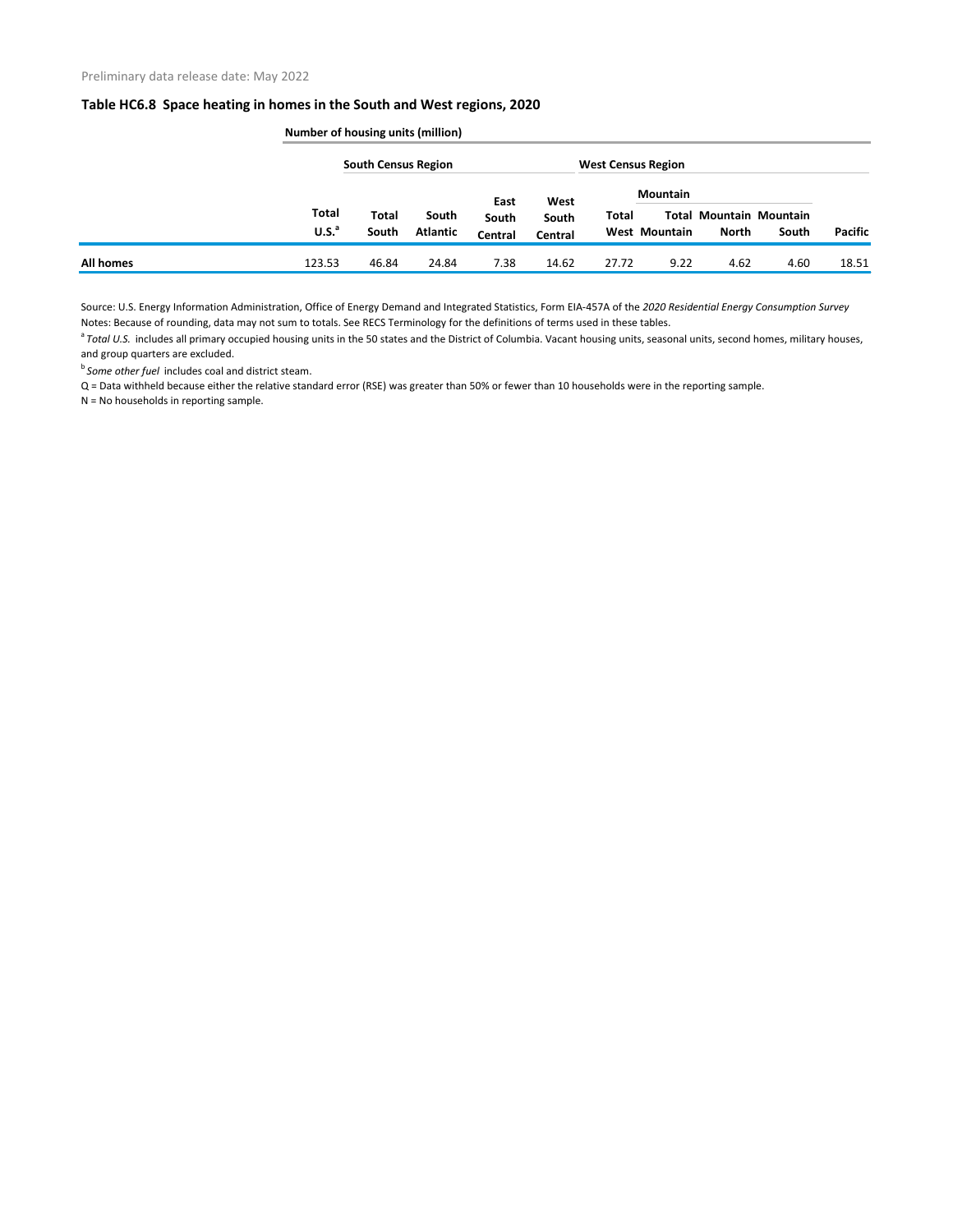Preliminary data release date: May 2022

## Table HC6.8 Space heating in homes in the South and West regions, 2020

| | Number of housing units (million) | | | | | | | | | |
|---|---|---|---|---|---|---|---|---|---|---|
| | | South Census Region | | | | West Census Region | | | | |
| | | | | | | | Mountain | | | |
| | Total U.S.[a] | Total South | South Atlantic | East South Central | West South Central | Total West | Total Mountain | Mountain North | Mountain South | Pacific |
| **All homes** | 123.53 | 46.84 | 24.84 | 7.38 | 14.62 | 27.72 | 9.22 | 4.62 | 4.60 | 18.51 |

Source: U.S. Energy Information Administration, Office of Energy Demand and Integrated Statistics, Form EIA-457A of the *2020 Residential Energy Consumption Survey*

Notes: Because of rounding, data may not sum to totals. See RECS Terminology for the definitions of terms used in these tables.

[a] *Total U.S.* includes all primary occupied housing units in the 50 states and the District of Columbia. Vacant housing units, seasonal units, second homes, military houses, and group quarters are excluded.

[b] *Some other fuel* includes coal and district steam.

Q = Data withheld because either the relative standard error (RSE) was greater than 50% or fewer than 10 households were in the reporting sample.

N = No households in reporting sample.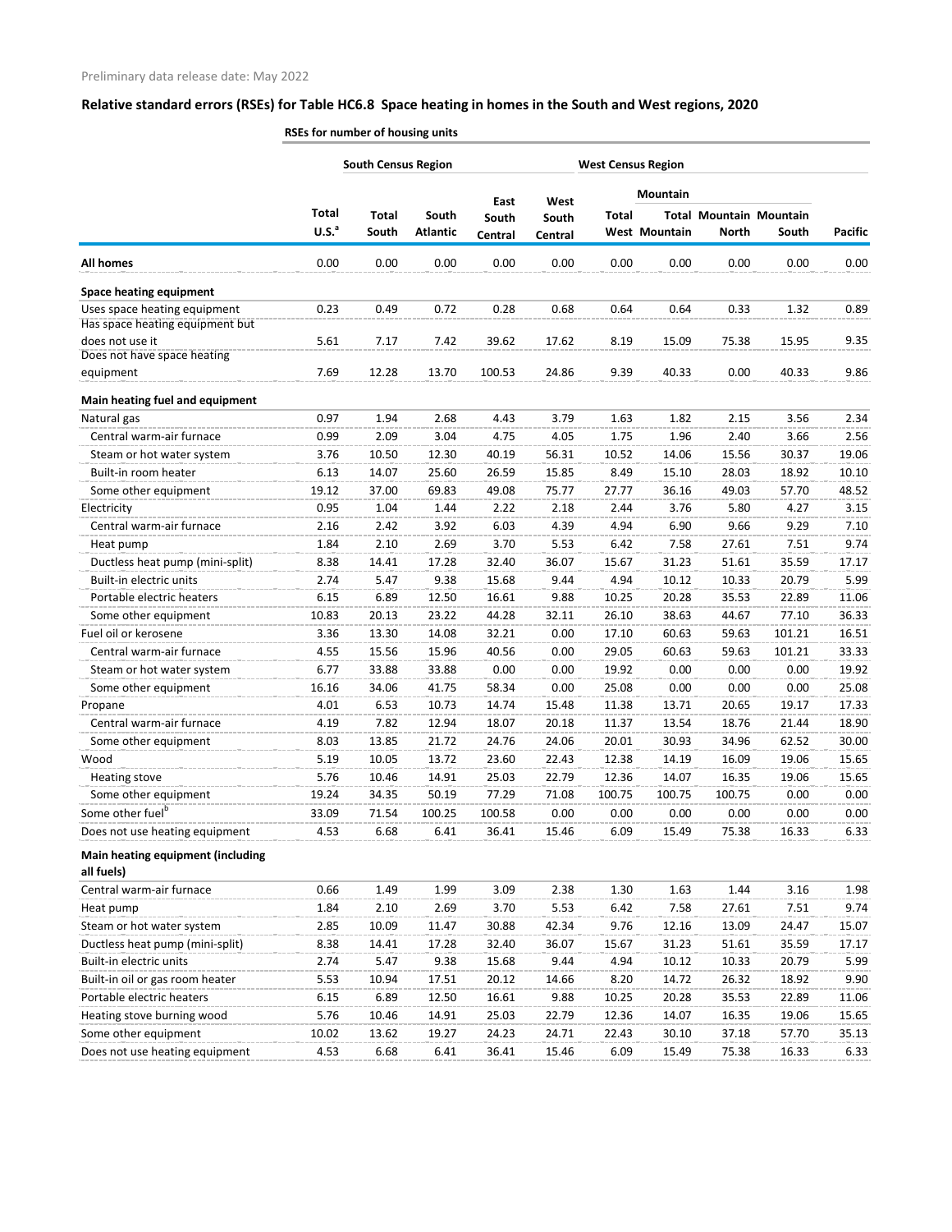Preliminary data release date: May 2022

## Relative standard errors (RSEs) for Table HC6.8 Space heating in homes in the South and West regions, 2020

| | RSEs for number of housing units | | | | | | | | | |
|---|---|---|---|---|---|---|---|---|---|---|
| | | South Census Region | | | | West Census Region | | | | |
| | | | | | | | Mountain | | | |
| | Total U.S.[a] | Total South | South Atlantic | East South Central | West South Central | Total West | Total Mountain | Mountain North | Mountain South | Pacific |
| **All homes** | 0.00 | 0.00 | 0.00 | 0.00 | 0.00 | 0.00 | 0.00 | 0.00 | 0.00 | 0.00 |
| **Space heating equipment** | | | | | | | | | | |
| Uses space heating equipment | 0.23 | 0.49 | 0.72 | 0.28 | 0.68 | 0.64 | 0.64 | 0.33 | 1.32 | 0.89 |
| Has space heating equipment but does not use it | 5.61 | 7.17 | 7.42 | 39.62 | 17.62 | 8.19 | 15.09 | 75.38 | 15.95 | 9.35 |
| Does not have space heating equipment | 7.69 | 12.28 | 13.70 | 100.53 | 24.86 | 9.39 | 40.33 | 0.00 | 40.33 | 9.86 |
| **Main heating fuel and equipment** | | | | | | | | | | |
| Natural gas | 0.97 | 1.94 | 2.68 | 4.43 | 3.79 | 1.63 | 1.82 | 2.15 | 3.56 | 2.34 |
| Central warm-air furnace | 0.99 | 2.09 | 3.04 | 4.75 | 4.05 | 1.75 | 1.96 | 2.40 | 3.66 | 2.56 |
| Steam or hot water system | 3.76 | 10.50 | 12.30 | 40.19 | 56.31 | 10.52 | 14.06 | 15.56 | 30.37 | 19.06 |
| Built-in room heater | 6.13 | 14.07 | 25.60 | 26.59 | 15.85 | 8.49 | 15.10 | 28.03 | 18.92 | 10.10 |
| Some other equipment | 19.12 | 37.00 | 69.83 | 49.08 | 75.77 | 27.77 | 36.16 | 49.03 | 57.70 | 48.52 |
| Electricity | 0.95 | 1.04 | 1.44 | 2.22 | 2.18 | 2.44 | 3.76 | 5.80 | 4.27 | 3.15 |
| Central warm-air furnace | 2.16 | 2.42 | 3.92 | 6.03 | 4.39 | 4.94 | 6.90 | 9.66 | 9.29 | 7.10 |
| Heat pump | 1.84 | 2.10 | 2.69 | 3.70 | 5.53 | 6.42 | 7.58 | 27.61 | 7.51 | 9.74 |
| Ductless heat pump (mini-split) | 8.38 | 14.41 | 17.28 | 32.40 | 36.07 | 15.67 | 31.23 | 51.61 | 35.59 | 17.17 |
| Built-in electric units | 2.74 | 5.47 | 9.38 | 15.68 | 9.44 | 4.94 | 10.12 | 10.33 | 20.79 | 5.99 |
| Portable electric heaters | 6.15 | 6.89 | 12.50 | 16.61 | 9.88 | 10.25 | 20.28 | 35.53 | 22.89 | 11.06 |
| Some other equipment | 10.83 | 20.13 | 23.22 | 44.28 | 32.11 | 26.10 | 38.63 | 44.67 | 77.10 | 36.33 |
| Fuel oil or kerosene | 3.36 | 13.30 | 14.08 | 32.21 | 0.00 | 17.10 | 60.63 | 59.63 | 101.21 | 16.51 |
| Central warm-air furnace | 4.55 | 15.56 | 15.96 | 40.56 | 0.00 | 29.05 | 60.63 | 59.63 | 101.21 | 33.33 |
| Steam or hot water system | 6.77 | 33.88 | 33.88 | 0.00 | 0.00 | 19.92 | 0.00 | 0.00 | 0.00 | 19.92 |
| Some other equipment | 16.16 | 34.06 | 41.75 | 58.34 | 0.00 | 25.08 | 0.00 | 0.00 | 0.00 | 25.08 |
| Propane | 4.01 | 6.53 | 10.73 | 14.74 | 15.48 | 11.38 | 13.71 | 20.65 | 19.17 | 17.33 |
| Central warm-air furnace | 4.19 | 7.82 | 12.94 | 18.07 | 20.18 | 11.37 | 13.54 | 18.76 | 21.44 | 18.90 |
| Some other equipment | 8.03 | 13.85 | 21.72 | 24.76 | 24.06 | 20.01 | 30.93 | 34.96 | 62.52 | 30.00 |
| Wood | 5.19 | 10.05 | 13.72 | 23.60 | 22.43 | 12.38 | 14.19 | 16.09 | 19.06 | 15.65 |
| Heating stove | 5.76 | 10.46 | 14.91 | 25.03 | 22.79 | 12.36 | 14.07 | 16.35 | 19.06 | 15.65 |
| Some other equipment | 19.24 | 34.35 | 50.19 | 77.29 | 71.08 | 100.75 | 100.75 | 100.75 | 0.00 | 0.00 |
| Some other fuel[b] | 33.09 | 71.54 | 100.25 | 100.58 | 0.00 | 0.00 | 0.00 | 0.00 | 0.00 | 0.00 |
| Does not use heating equipment | 4.53 | 6.68 | 6.41 | 36.41 | 15.46 | 6.09 | 15.49 | 75.38 | 16.33 | 6.33 |
| **Main heating equipment (including all fuels)** | | | | | | | | | | |
| Central warm-air furnace | 0.66 | 1.49 | 1.99 | 3.09 | 2.38 | 1.30 | 1.63 | 1.44 | 3.16 | 1.98 |
| Heat pump | 1.84 | 2.10 | 2.69 | 3.70 | 5.53 | 6.42 | 7.58 | 27.61 | 7.51 | 9.74 |
| Steam or hot water system | 2.85 | 10.09 | 11.47 | 30.88 | 42.34 | 9.76 | 12.16 | 13.09 | 24.47 | 15.07 |
| Ductless heat pump (mini-split) | 8.38 | 14.41 | 17.28 | 32.40 | 36.07 | 15.67 | 31.23 | 51.61 | 35.59 | 17.17 |
| Built-in electric units | 2.74 | 5.47 | 9.38 | 15.68 | 9.44 | 4.94 | 10.12 | 10.33 | 20.79 | 5.99 |
| Built-in oil or gas room heater | 5.53 | 10.94 | 17.51 | 20.12 | 14.66 | 8.20 | 14.72 | 26.32 | 18.92 | 9.90 |
| Portable electric heaters | 6.15 | 6.89 | 12.50 | 16.61 | 9.88 | 10.25 | 20.28 | 35.53 | 22.89 | 11.06 |
| Heating stove burning wood | 5.76 | 10.46 | 14.91 | 25.03 | 22.79 | 12.36 | 14.07 | 16.35 | 19.06 | 15.65 |
| Some other equipment | 10.02 | 13.62 | 19.27 | 24.23 | 24.71 | 22.43 | 30.10 | 37.18 | 57.70 | 35.13 |
| Does not use heating equipment | 4.53 | 6.68 | 6.41 | 36.41 | 15.46 | 6.09 | 15.49 | 75.38 | 16.33 | 6.33 |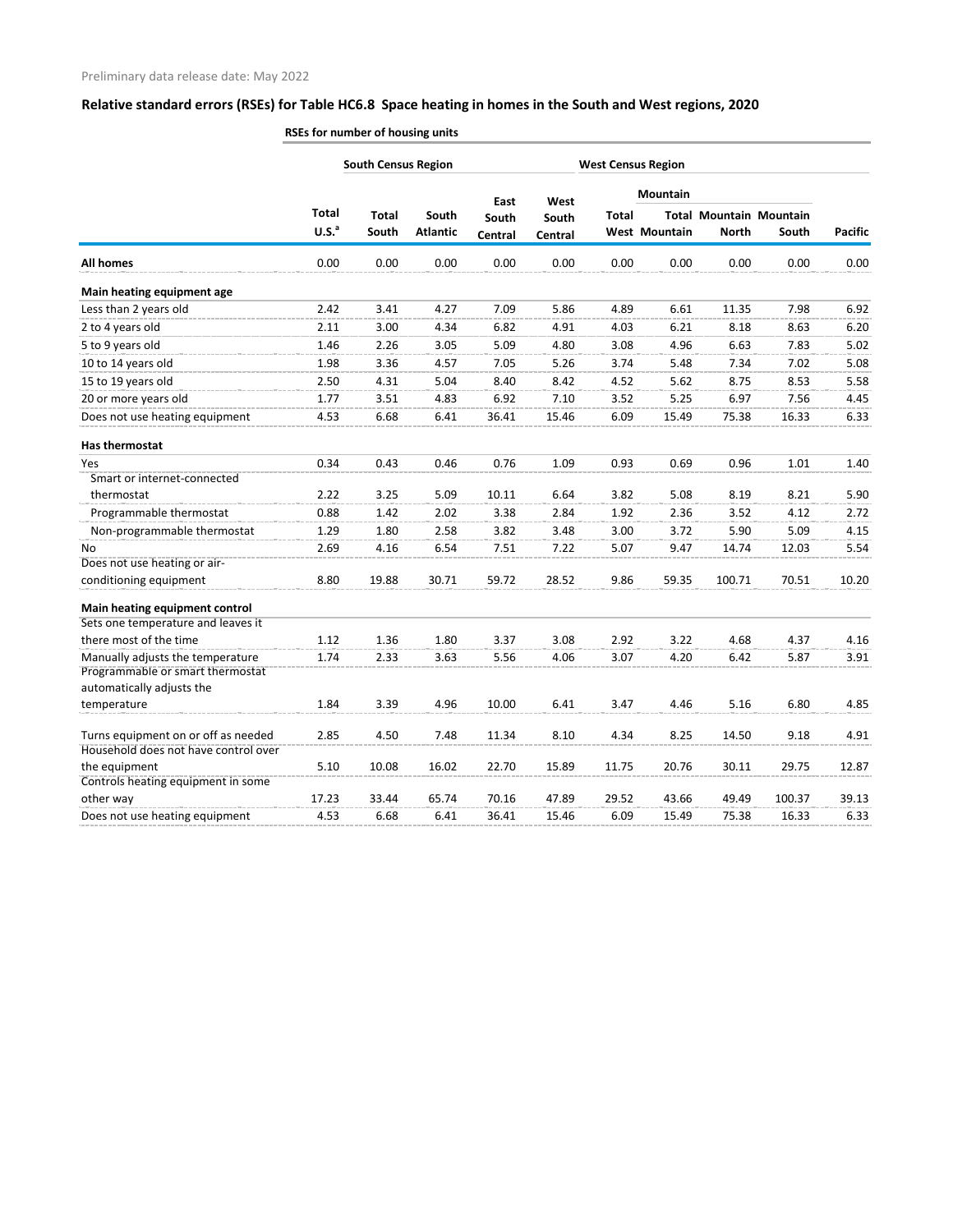Preliminary data release date: May 2022

## Relative standard errors (RSEs) for Table HC6.8 Space heating in homes in the South and West regions, 2020

RSEs for number of housing units

| | | South Census Region | | | | West Census Region | | | | |
|---|---|---|---|---|---|---|---|---|---|---|
| | | | | | | | Mountain | | | |
| | Total U.S.[a] | Total South | South Atlantic | East South Central | West South Central | Total West | Total Mountain | Mountain North | Mountain South | Pacific |
| **All homes** | 0.00 | 0.00 | 0.00 | 0.00 | 0.00 | 0.00 | 0.00 | 0.00 | 0.00 | 0.00 |
| **Main heating equipment age** | | | | | | | | | | |
| Less than 2 years old | 2.42 | 3.41 | 4.27 | 7.09 | 5.86 | 4.89 | 6.61 | 11.35 | 7.98 | 6.92 |
| 2 to 4 years old | 2.11 | 3.00 | 4.34 | 6.82 | 4.91 | 4.03 | 6.21 | 8.18 | 8.63 | 6.20 |
| 5 to 9 years old | 1.46 | 2.26 | 3.05 | 5.09 | 4.80 | 3.08 | 4.96 | 6.63 | 7.83 | 5.02 |
| 10 to 14 years old | 1.98 | 3.36 | 4.57 | 7.05 | 5.26 | 3.74 | 5.48 | 7.34 | 7.02 | 5.08 |
| 15 to 19 years old | 2.50 | 4.31 | 5.04 | 8.40 | 8.42 | 4.52 | 5.62 | 8.75 | 8.53 | 5.58 |
| 20 or more years old | 1.77 | 3.51 | 4.83 | 6.92 | 7.10 | 3.52 | 5.25 | 6.97 | 7.56 | 4.45 |
| Does not use heating equipment | 4.53 | 6.68 | 6.41 | 36.41 | 15.46 | 6.09 | 15.49 | 75.38 | 16.33 | 6.33 |
| **Has thermostat** | | | | | | | | | | |
| Yes | 0.34 | 0.43 | 0.46 | 0.76 | 1.09 | 0.93 | 0.69 | 0.96 | 1.01 | 1.40 |
| Smart or internet-connected thermostat | 2.22 | 3.25 | 5.09 | 10.11 | 6.64 | 3.82 | 5.08 | 8.19 | 8.21 | 5.90 |
| Programmable thermostat | 0.88 | 1.42 | 2.02 | 3.38 | 2.84 | 1.92 | 2.36 | 3.52 | 4.12 | 2.72 |
| Non-programmable thermostat | 1.29 | 1.80 | 2.58 | 3.82 | 3.48 | 3.00 | 3.72 | 5.90 | 5.09 | 4.15 |
| No | 2.69 | 4.16 | 6.54 | 7.51 | 7.22 | 5.07 | 9.47 | 14.74 | 12.03 | 5.54 |
| Does not use heating or air-conditioning equipment | 8.80 | 19.88 | 30.71 | 59.72 | 28.52 | 9.86 | 59.35 | 100.71 | 70.51 | 10.20 |
| **Main heating equipment control** | | | | | | | | | | |
| Sets one temperature and leaves it there most of the time | 1.12 | 1.36 | 1.80 | 3.37 | 3.08 | 2.92 | 3.22 | 4.68 | 4.37 | 4.16 |
| Manually adjusts the temperature | 1.74 | 2.33 | 3.63 | 5.56 | 4.06 | 3.07 | 4.20 | 6.42 | 5.87 | 3.91 |
| Programmable or smart thermostat automatically adjusts the temperature | 1.84 | 3.39 | 4.96 | 10.00 | 6.41 | 3.47 | 4.46 | 5.16 | 6.80 | 4.85 |
| Turns equipment on or off as needed | 2.85 | 4.50 | 7.48 | 11.34 | 8.10 | 4.34 | 8.25 | 14.50 | 9.18 | 4.91 |
| Household does not have control over the equipment | 5.10 | 10.08 | 16.02 | 22.70 | 15.89 | 11.75 | 20.76 | 30.11 | 29.75 | 12.87 |
| Controls heating equipment in some other way | 17.23 | 33.44 | 65.74 | 70.16 | 47.89 | 29.52 | 43.66 | 49.49 | 100.37 | 39.13 |
| Does not use heating equipment | 4.53 | 6.68 | 6.41 | 36.41 | 15.46 | 6.09 | 15.49 | 75.38 | 16.33 | 6.33 |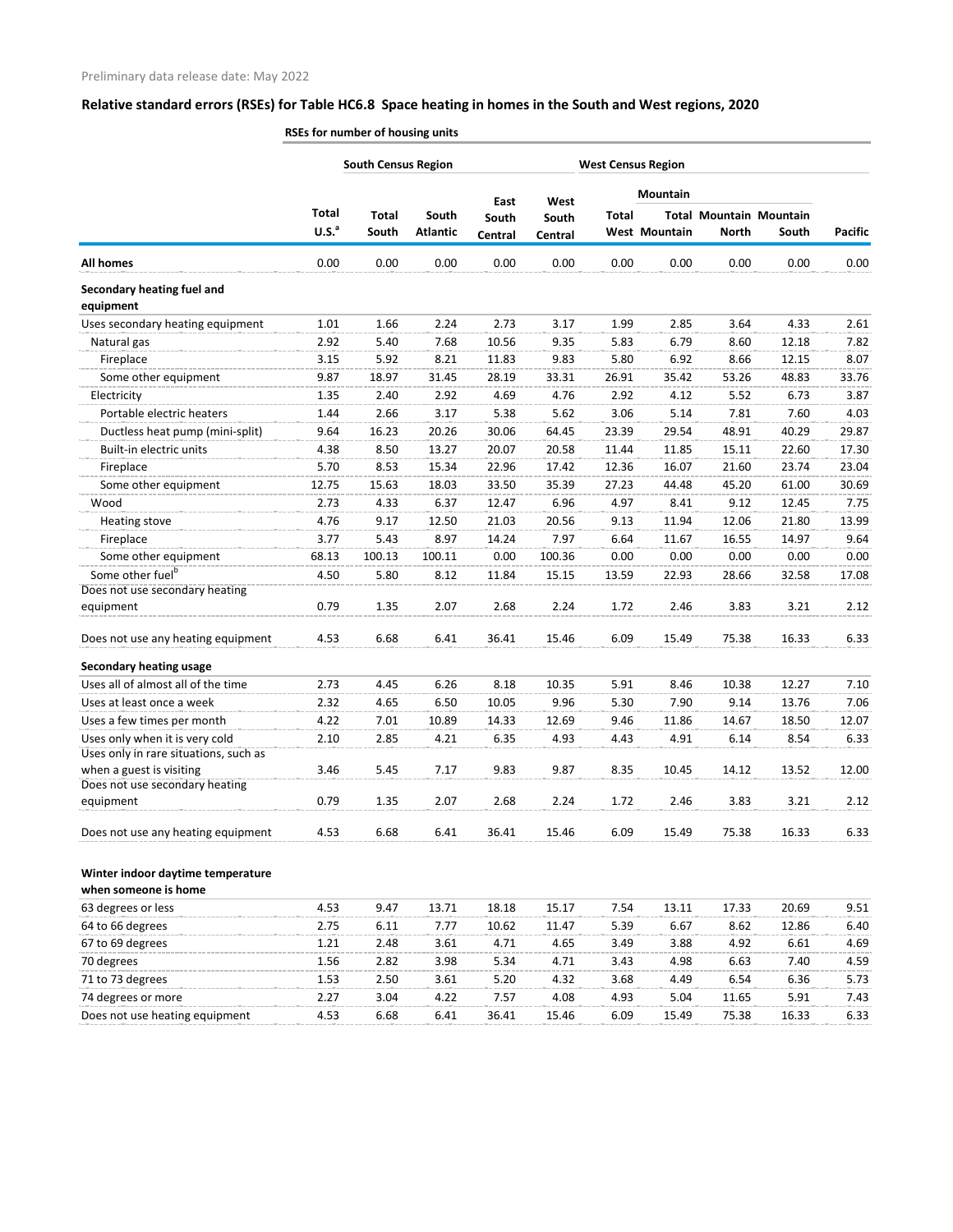Preliminary data release date: May 2022

## Relative standard errors (RSEs) for Table HC6.8 Space heating in homes in the South and West regions, 2020

| | RSEs for number of housing units | | | | | | | | | |
|---|---|---|---|---|---|---|---|---|---|---|
| | | South Census Region | | | | West Census Region | | | | |
| | | | | | | | Mountain | | | |
| | Total U.S.[a] | Total South | South Atlantic | East South Central | West South Central | Total West | Total Mountain | Mountain North | Mountain South | Pacific |
| **All homes** | 0.00 | 0.00 | 0.00 | 0.00 | 0.00 | 0.00 | 0.00 | 0.00 | 0.00 | 0.00 |
| **Secondary heating fuel and equipment** | | | | | | | | | | |
| Uses secondary heating equipment | 1.01 | 1.66 | 2.24 | 2.73 | 3.17 | 1.99 | 2.85 | 3.64 | 4.33 | 2.61 |
| Natural gas | 2.92 | 5.40 | 7.68 | 10.56 | 9.35 | 5.83 | 6.79 | 8.60 | 12.18 | 7.82 |
| Fireplace | 3.15 | 5.92 | 8.21 | 11.83 | 9.83 | 5.80 | 6.92 | 8.66 | 12.15 | 8.07 |
| Some other equipment | 9.87 | 18.97 | 31.45 | 28.19 | 33.31 | 26.91 | 35.42 | 53.26 | 48.83 | 33.76 |
| Electricity | 1.35 | 2.40 | 2.92 | 4.69 | 4.76 | 2.92 | 4.12 | 5.52 | 6.73 | 3.87 |
| Portable electric heaters | 1.44 | 2.66 | 3.17 | 5.38 | 5.62 | 3.06 | 5.14 | 7.81 | 7.60 | 4.03 |
| Ductless heat pump (mini-split) | 9.64 | 16.23 | 20.26 | 30.06 | 64.45 | 23.39 | 29.54 | 48.91 | 40.29 | 29.87 |
| Built-in electric units | 4.38 | 8.50 | 13.27 | 20.07 | 20.58 | 11.44 | 11.85 | 15.11 | 22.60 | 17.30 |
| Fireplace | 5.70 | 8.53 | 15.34 | 22.96 | 17.42 | 12.36 | 16.07 | 21.60 | 23.74 | 23.04 |
| Some other equipment | 12.75 | 15.63 | 18.03 | 33.50 | 35.39 | 27.23 | 44.48 | 45.20 | 61.00 | 30.69 |
| Wood | 2.73 | 4.33 | 6.37 | 12.47 | 6.96 | 4.97 | 8.41 | 9.12 | 12.45 | 7.75 |
| Heating stove | 4.76 | 9.17 | 12.50 | 21.03 | 20.56 | 9.13 | 11.94 | 12.06 | 21.80 | 13.99 |
| Fireplace | 3.77 | 5.43 | 8.97 | 14.24 | 7.97 | 6.64 | 11.67 | 16.55 | 14.97 | 9.64 |
| Some other equipment | 68.13 | 100.13 | 100.11 | 0.00 | 100.36 | 0.00 | 0.00 | 0.00 | 0.00 | 0.00 |
| Some other fuel[b] | 4.50 | 5.80 | 8.12 | 11.84 | 15.15 | 13.59 | 22.93 | 28.66 | 32.58 | 17.08 |
| Does not use secondary heating equipment | 0.79 | 1.35 | 2.07 | 2.68 | 2.24 | 1.72 | 2.46 | 3.83 | 3.21 | 2.12 |
| Does not use any heating equipment | 4.53 | 6.68 | 6.41 | 36.41 | 15.46 | 6.09 | 15.49 | 75.38 | 16.33 | 6.33 |
| **Secondary heating usage** | | | | | | | | | | |
| Uses all of almost all of the time | 2.73 | 4.45 | 6.26 | 8.18 | 10.35 | 5.91 | 8.46 | 10.38 | 12.27 | 7.10 |
| Uses at least once a week | 2.32 | 4.65 | 6.50 | 10.05 | 9.96 | 5.30 | 7.90 | 9.14 | 13.76 | 7.06 |
| Uses a few times per month | 4.22 | 7.01 | 10.89 | 14.33 | 12.69 | 9.46 | 11.86 | 14.67 | 18.50 | 12.07 |
| Uses only when it is very cold | 2.10 | 2.85 | 4.21 | 6.35 | 4.93 | 4.43 | 4.91 | 6.14 | 8.54 | 6.33 |
| Uses only in rare situations, such as when a guest is visiting | 3.46 | 5.45 | 7.17 | 9.83 | 9.87 | 8.35 | 10.45 | 14.12 | 13.52 | 12.00 |
| Does not use secondary heating equipment | 0.79 | 1.35 | 2.07 | 2.68 | 2.24 | 1.72 | 2.46 | 3.83 | 3.21 | 2.12 |
| Does not use any heating equipment | 4.53 | 6.68 | 6.41 | 36.41 | 15.46 | 6.09 | 15.49 | 75.38 | 16.33 | 6.33 |
| **Winter indoor daytime temperature when someone is home** | | | | | | | | | | |
| 63 degrees or less | 4.53 | 9.47 | 13.71 | 18.18 | 15.17 | 7.54 | 13.11 | 17.33 | 20.69 | 9.51 |
| 64 to 66 degrees | 2.75 | 6.11 | 7.77 | 10.62 | 11.47 | 5.39 | 6.67 | 8.62 | 12.86 | 6.40 |
| 67 to 69 degrees | 1.21 | 2.48 | 3.61 | 4.71 | 4.65 | 3.49 | 3.88 | 4.92 | 6.61 | 4.69 |
| 70 degrees | 1.56 | 2.82 | 3.98 | 5.34 | 4.71 | 3.43 | 4.98 | 6.63 | 7.40 | 4.59 |
| 71 to 73 degrees | 1.53 | 2.50 | 3.61 | 5.20 | 4.32 | 3.68 | 4.49 | 6.54 | 6.36 | 5.73 |
| 74 degrees or more | 2.27 | 3.04 | 4.22 | 7.57 | 4.08 | 4.93 | 5.04 | 11.65 | 5.91 | 7.43 |
| Does not use heating equipment | 4.53 | 6.68 | 6.41 | 36.41 | 15.46 | 6.09 | 15.49 | 75.38 | 16.33 | 6.33 |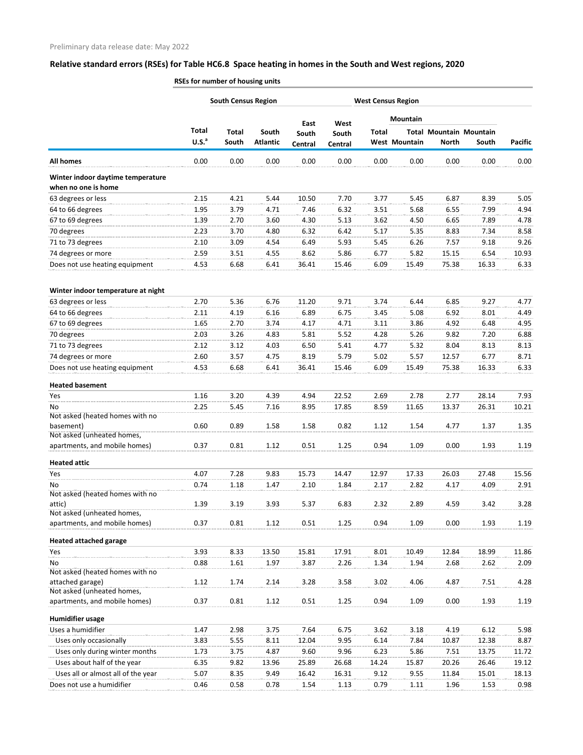Preliminary data release date: May 2022

## Relative standard errors (RSEs) for Table HC6.8 Space heating in homes in the South and West regions, 2020

RSEs for number of housing units

| | | South Census Region | | | | West Census Region | | | | |
|---|---|---|---|---|---|---|---|---|---|---|
| | | | | | | | Mountain | | | |
| | Total U.S.[a] | Total South | South Atlantic | East South Central | West South Central | Total West | Total Mountain | Mountain North | Mountain South | Pacific |
| **All homes** | 0.00 | 0.00 | 0.00 | 0.00 | 0.00 | 0.00 | 0.00 | 0.00 | 0.00 | 0.00 |
| **Winter indoor daytime temperature when no one is home** | | | | | | | | | | |
| 63 degrees or less | 2.15 | 4.21 | 5.44 | 10.50 | 7.70 | 3.77 | 5.45 | 6.87 | 8.39 | 5.05 |
| 64 to 66 degrees | 1.95 | 3.79 | 4.71 | 7.46 | 6.32 | 3.51 | 5.68 | 6.55 | 7.99 | 4.94 |
| 67 to 69 degrees | 1.39 | 2.70 | 3.60 | 4.30 | 5.13 | 3.62 | 4.50 | 6.65 | 7.89 | 4.78 |
| 70 degrees | 2.23 | 3.70 | 4.80 | 6.32 | 6.42 | 5.17 | 5.35 | 8.83 | 7.34 | 8.58 |
| 71 to 73 degrees | 2.10 | 3.09 | 4.54 | 6.49 | 5.93 | 5.45 | 6.26 | 7.57 | 9.18 | 9.26 |
| 74 degrees or more | 2.59 | 3.51 | 4.55 | 8.62 | 5.86 | 6.77 | 5.82 | 15.15 | 6.54 | 10.93 |
| Does not use heating equipment | 4.53 | 6.68 | 6.41 | 36.41 | 15.46 | 6.09 | 15.49 | 75.38 | 16.33 | 6.33 |
| **Winter indoor temperature at night** | | | | | | | | | | |
| 63 degrees or less | 2.70 | 5.36 | 6.76 | 11.20 | 9.71 | 3.74 | 6.44 | 6.85 | 9.27 | 4.77 |
| 64 to 66 degrees | 2.11 | 4.19 | 6.16 | 6.89 | 6.75 | 3.45 | 5.08 | 6.92 | 8.01 | 4.49 |
| 67 to 69 degrees | 1.65 | 2.70 | 3.74 | 4.17 | 4.71 | 3.11 | 3.86 | 4.92 | 6.48 | 4.95 |
| 70 degrees | 2.03 | 3.26 | 4.83 | 5.81 | 5.52 | 4.28 | 5.26 | 9.82 | 7.20 | 6.88 |
| 71 to 73 degrees | 2.12 | 3.12 | 4.03 | 6.50 | 5.41 | 4.77 | 5.32 | 8.04 | 8.13 | 8.13 |
| 74 degrees or more | 2.60 | 3.57 | 4.75 | 8.19 | 5.79 | 5.02 | 5.57 | 12.57 | 6.77 | 8.71 |
| Does not use heating equipment | 4.53 | 6.68 | 6.41 | 36.41 | 15.46 | 6.09 | 15.49 | 75.38 | 16.33 | 6.33 |
| **Heated basement** | | | | | | | | | | |
| Yes | 1.16 | 3.20 | 4.39 | 4.94 | 22.52 | 2.69 | 2.78 | 2.77 | 28.14 | 7.93 |
| No | 2.25 | 5.45 | 7.16 | 8.95 | 17.85 | 8.59 | 11.65 | 13.37 | 26.31 | 10.21 |
| Not asked (heated homes with no basement) | 0.60 | 0.89 | 1.58 | 1.58 | 0.82 | 1.12 | 1.54 | 4.77 | 1.37 | 1.35 |
| Not asked (unheated homes, apartments, and mobile homes) | 0.37 | 0.81 | 1.12 | 0.51 | 1.25 | 0.94 | 1.09 | 0.00 | 1.93 | 1.19 |
| **Heated attic** | | | | | | | | | | |
| Yes | 4.07 | 7.28 | 9.83 | 15.73 | 14.47 | 12.97 | 17.33 | 26.03 | 27.48 | 15.56 |
| No | 0.74 | 1.18 | 1.47 | 2.10 | 1.84 | 2.17 | 2.82 | 4.17 | 4.09 | 2.91 |
| Not asked (heated homes with no attic) | 1.39 | 3.19 | 3.93 | 5.37 | 6.83 | 2.32 | 2.89 | 4.59 | 3.42 | 3.28 |
| Not asked (unheated homes, apartments, and mobile homes) | 0.37 | 0.81 | 1.12 | 0.51 | 1.25 | 0.94 | 1.09 | 0.00 | 1.93 | 1.19 |
| **Heated attached garage** | | | | | | | | | | |
| Yes | 3.93 | 8.33 | 13.50 | 15.81 | 17.91 | 8.01 | 10.49 | 12.84 | 18.99 | 11.86 |
| No | 0.88 | 1.61 | 1.97 | 3.87 | 2.26 | 1.34 | 1.94 | 2.68 | 2.62 | 2.09 |
| Not asked (heated homes with no attached garage) | 1.12 | 1.74 | 2.14 | 3.28 | 3.58 | 3.02 | 4.06 | 4.87 | 7.51 | 4.28 |
| Not asked (unheated homes, apartments, and mobile homes) | 0.37 | 0.81 | 1.12 | 0.51 | 1.25 | 0.94 | 1.09 | 0.00 | 1.93 | 1.19 |
| **Humidifier usage** | | | | | | | | | | |
| Uses a humidifier | 1.47 | 2.98 | 3.75 | 7.64 | 6.75 | 3.62 | 3.18 | 4.19 | 6.12 | 5.98 |
| Uses only occasionally | 3.83 | 5.55 | 8.11 | 12.04 | 9.95 | 6.14 | 7.84 | 10.87 | 12.38 | 8.87 |
| Uses only during winter months | 1.73 | 3.75 | 4.87 | 9.60 | 9.96 | 6.23 | 5.86 | 7.51 | 13.75 | 11.72 |
| Uses about half of the year | 6.35 | 9.82 | 13.96 | 25.89 | 26.68 | 14.24 | 15.87 | 20.26 | 26.46 | 19.12 |
| Uses all or almost all of the year | 5.07 | 8.35 | 9.49 | 16.42 | 16.31 | 9.12 | 9.55 | 11.84 | 15.01 | 18.13 |
| Does not use a humidifier | 0.46 | 0.58 | 0.78 | 1.54 | 1.13 | 0.79 | 1.11 | 1.96 | 1.53 | 0.98 |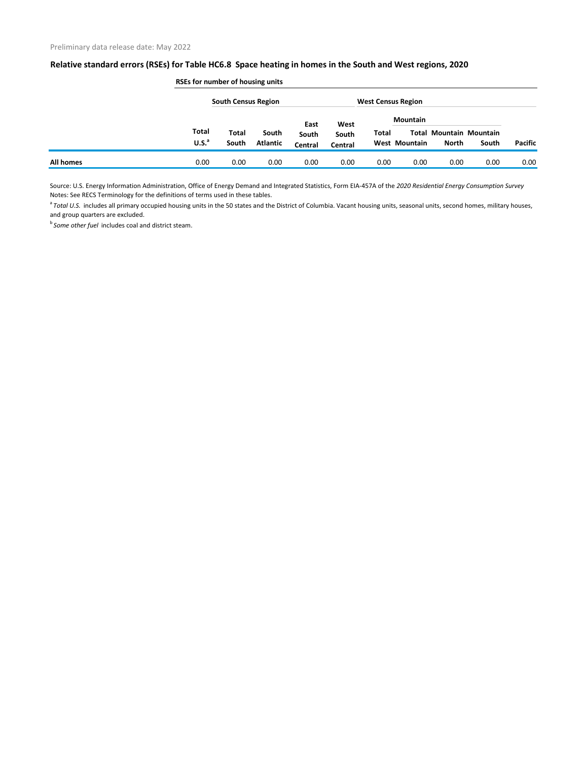Preliminary data release date: May 2022

## Relative standard errors (RSEs) for Table HC6.8 Space heating in homes in the South and West regions, 2020

| | RSEs for number of housing units | | | | | | | | | |
|---|---|---|---|---|---|---|---|---|---|---|
| | | South Census Region | | | | West Census Region | | | | |
| | | | | | | | Mountain | | | |
| | Total U.S.[a] | Total South | South Atlantic | East South Central | West South Central | Total West | Total Mountain | Mountain North | Mountain South | Pacific |
| All homes | 0.00 | 0.00 | 0.00 | 0.00 | 0.00 | 0.00 | 0.00 | 0.00 | 0.00 | 0.00 |

Source: U.S. Energy Information Administration, Office of Energy Demand and Integrated Statistics, Form EIA-457A of the *2020 Residential Energy Consumption Survey*

Notes: See RECS Terminology for the definitions of terms used in these tables.

[a] *Total U.S.* includes all primary occupied housing units in the 50 states and the District of Columbia. Vacant housing units, seasonal units, second homes, military houses, and group quarters are excluded.

[b] *Some other fuel* includes coal and district steam.